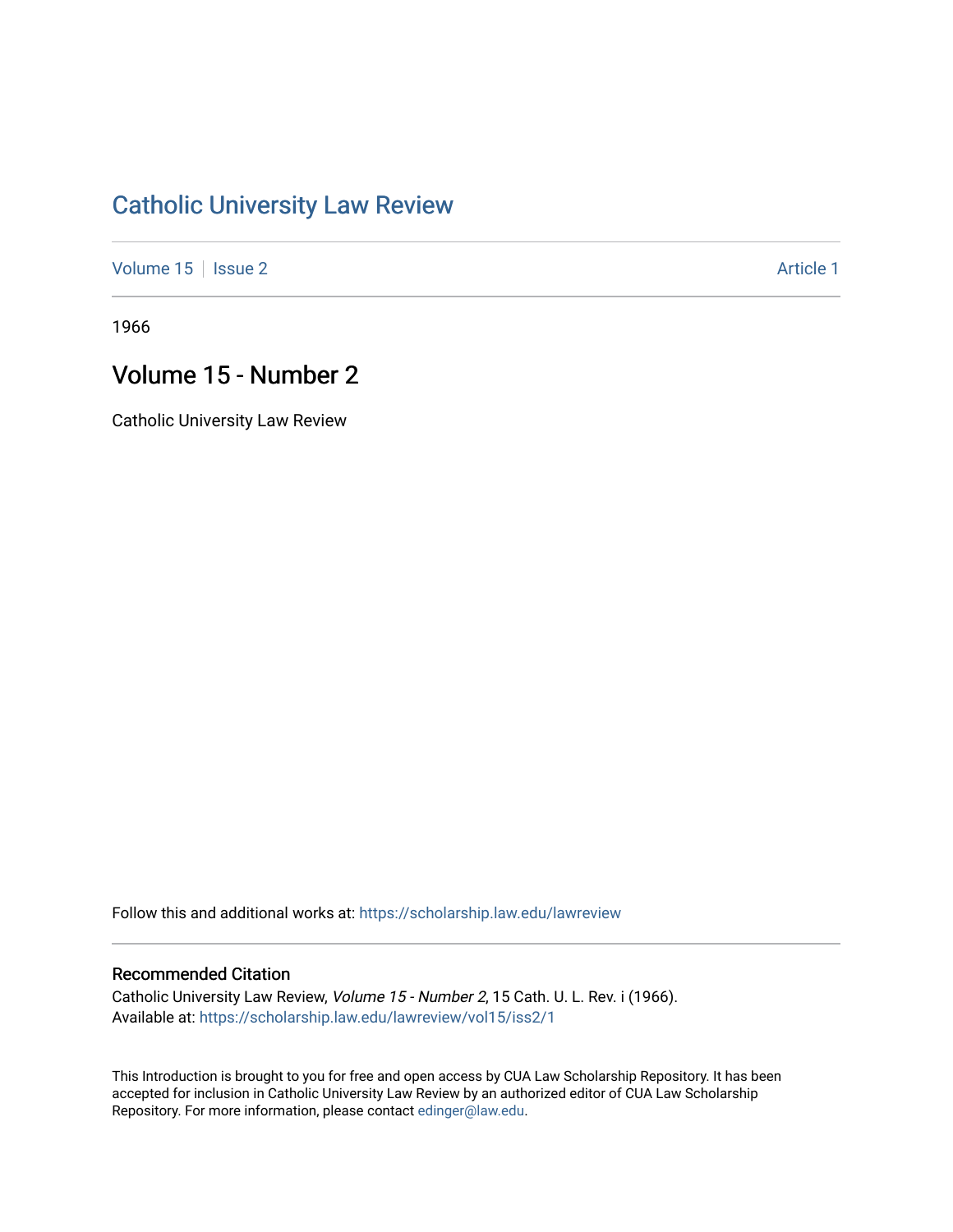# Catholic University Law Review

Volume 15 | Issue 2 | Article 1

1966

## Volume 15 - Number 2

Catholic University Law Review

Follow this and additional works at: https://scholarship.law.edu/lawreview

### Recommended Citation

Catholic University Law Review, *Volume 15 - Number 2*, 15 Cath. U. L. Rev. i (1966).
Available at: https://scholarship.law.edu/lawreview/vol15/iss2/1

This Introduction is brought to you for free and open access by CUA Law Scholarship Repository. It has been accepted for inclusion in Catholic University Law Review by an authorized editor of CUA Law Scholarship Repository. For more information, please contact edinger@law.edu.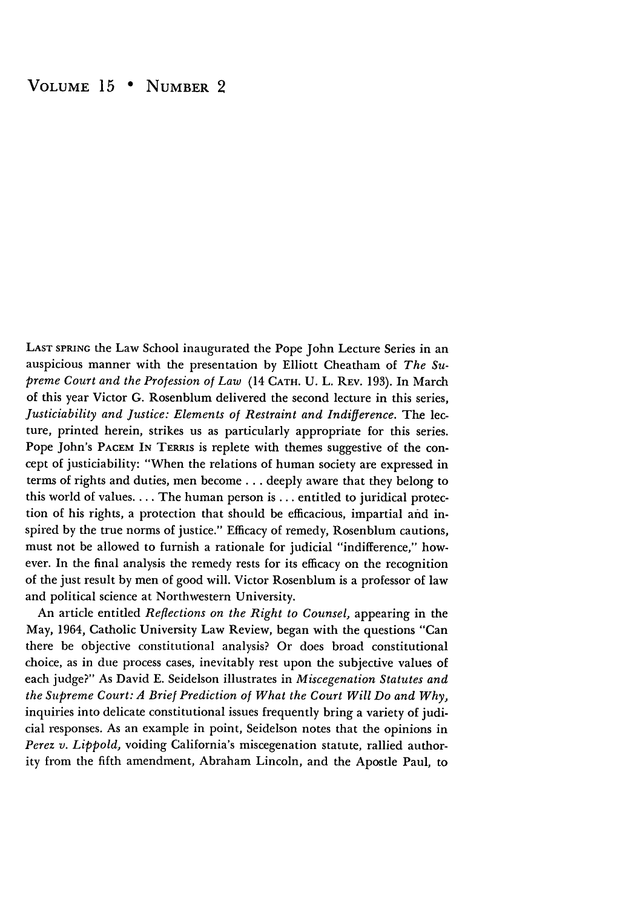# VOLUME 15 • NUMBER 2

LAST SPRING the Law School inaugurated the Pope John Lecture Series in an auspicious manner with the presentation by Elliott Cheatham of *The Supreme Court and the Profession of Law* (14 CATH. U. L. REV. 193). In March of this year Victor G. Rosenblum delivered the second lecture in this series, *Justiciability and Justice: Elements of Restraint and Indifference.* The lecture, printed herein, strikes us as particularly appropriate for this series. Pope John's PACEM IN TERRIS is replete with themes suggestive of the concept of justiciability: "When the relations of human society are expressed in terms of rights and duties, men become . . . deeply aware that they belong to this world of values. . . . The human person is . . . entitled to juridical protection of his rights, a protection that should be efficacious, impartial and inspired by the true norms of justice." Efficacy of remedy, Rosenblum cautions, must not be allowed to furnish a rationale for judicial "indifference," however. In the final analysis the remedy rests for its efficacy on the recognition of the just result by men of good will. Victor Rosenblum is a professor of law and political science at Northwestern University.

An article entitled *Reflections on the Right to Counsel,* appearing in the May, 1964, Catholic University Law Review, began with the questions "Can there be objective constitutional analysis? Or does broad constitutional choice, as in due process cases, inevitably rest upon the subjective values of each judge?" As David E. Seidelson illustrates in *Miscegenation Statutes and the Supreme Court: A Brief Prediction of What the Court Will Do and Why,* inquiries into delicate constitutional issues frequently bring a variety of judicial responses. As an example in point, Seidelson notes that the opinions in *Perez v. Lippold,* voiding California's miscegenation statute, rallied authority from the fifth amendment, Abraham Lincoln, and the Apostle Paul, to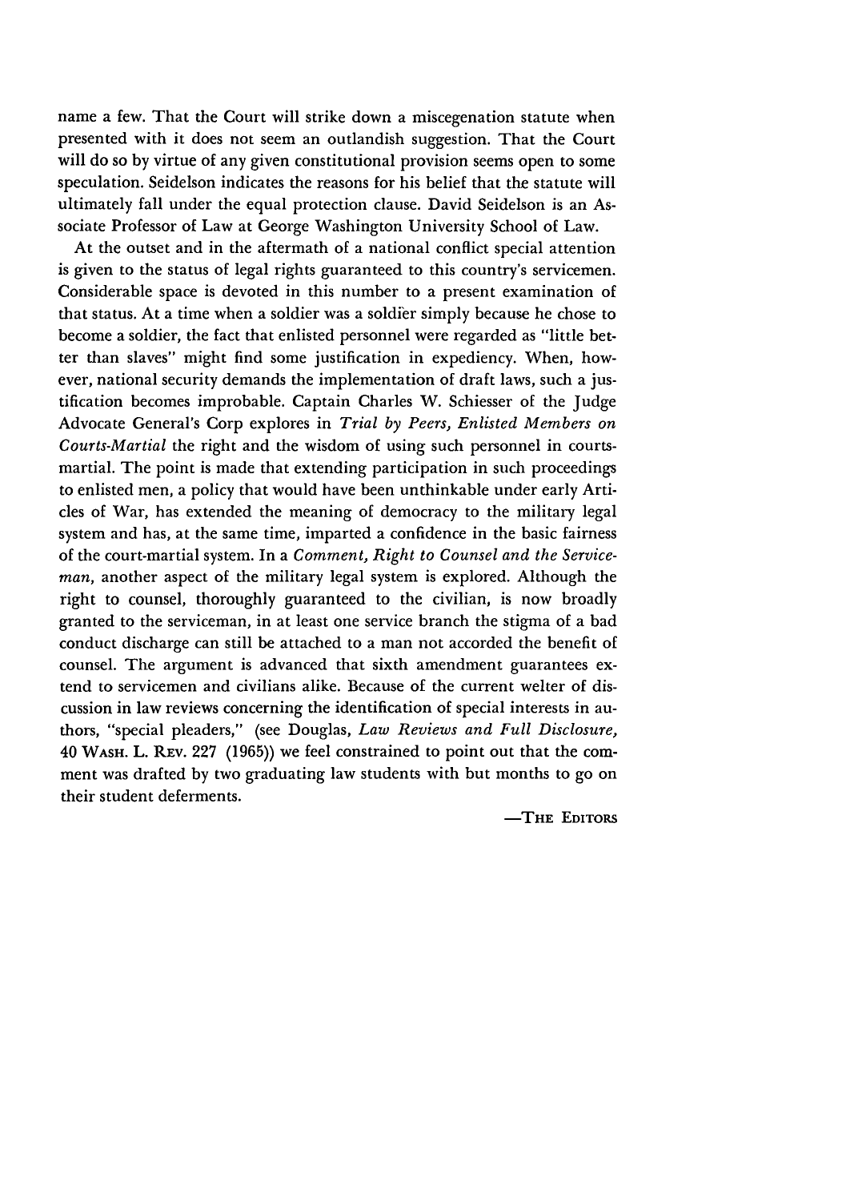name a few. That the Court will strike down a miscegenation statute when presented with it does not seem an outlandish suggestion. That the Court will do so by virtue of any given constitutional provision seems open to some speculation. Seidelson indicates the reasons for his belief that the statute will ultimately fall under the equal protection clause. David Seidelson is an Associate Professor of Law at George Washington University School of Law.

At the outset and in the aftermath of a national conflict special attention is given to the status of legal rights guaranteed to this country's servicemen. Considerable space is devoted in this number to a present examination of that status. At a time when a soldier was a soldier simply because he chose to become a soldier, the fact that enlisted personnel were regarded as "little better than slaves" might find some justification in expediency. When, however, national security demands the implementation of draft laws, such a justification becomes improbable. Captain Charles W. Schiesser of the Judge Advocate General's Corp explores in *Trial by Peers, Enlisted Members on Courts-Martial* the right and the wisdom of using such personnel in courts-martial. The point is made that extending participation in such proceedings to enlisted men, a policy that would have been unthinkable under early Articles of War, has extended the meaning of democracy to the military legal system and has, at the same time, imparted a confidence in the basic fairness of the court-martial system. In a *Comment, Right to Counsel and the Serviceman,* another aspect of the military legal system is explored. Although the right to counsel, thoroughly guaranteed to the civilian, is now broadly granted to the serviceman, in at least one service branch the stigma of a bad conduct discharge can still be attached to a man not accorded the benefit of counsel. The argument is advanced that sixth amendment guarantees extend to servicemen and civilians alike. Because of the current welter of discussion in law reviews concerning the identification of special interests in authors, "special pleaders," (see Douglas, *Law Reviews and Full Disclosure,* 40 WASH. L. REV. 227 (1965)) we feel constrained to point out that the comment was drafted by two graduating law students with but months to go on their student deferments.

—THE EDITORS